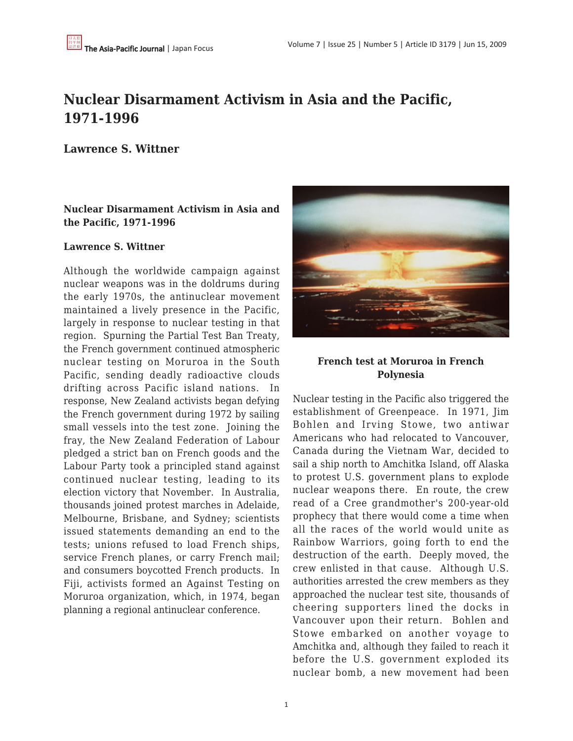# Nuclear Disarmament Activism in Asia and the Pacific, 1971-1996

**Lawrence S. Wittner**

**Nuclear Disarmament Activism in Asia and the Pacific, 1971-1996**

**Lawrence S. Wittner**

Although the worldwide campaign against nuclear weapons was in the doldrums during the early 1970s, the antinuclear movement maintained a lively presence in the Pacific, largely in response to nuclear testing in that region. Spurning the Partial Test Ban Treaty, the French government continued atmospheric nuclear testing on Moruroa in the South Pacific, sending deadly radioactive clouds drifting across Pacific island nations. In response, New Zealand activists began defying the French government during 1972 by sailing small vessels into the test zone. Joining the fray, the New Zealand Federation of Labour pledged a strict ban on French goods and the Labour Party took a principled stand against continued nuclear testing, leading to its election victory that November. In Australia, thousands joined protest marches in Adelaide, Melbourne, Brisbane, and Sydney; scientists issued statements demanding an end to the tests; unions refused to load French ships, service French planes, or carry French mail; and consumers boycotted French products. In Fiji, activists formed an Against Testing on Moruroa organization, which, in 1974, began planning a regional antinuclear conference.

**French test at Moruroa in French Polynesia**

Nuclear testing in the Pacific also triggered the establishment of Greenpeace. In 1971, Jim Bohlen and Irving Stowe, two antiwar Americans who had relocated to Vancouver, Canada during the Vietnam War, decided to sail a ship north to Amchitka Island, off Alaska to protest U.S. government plans to explode nuclear weapons there. En route, the crew read of a Cree grandmother's 200-year-old prophecy that there would come a time when all the races of the world would unite as Rainbow Warriors, going forth to end the destruction of the earth. Deeply moved, the crew enlisted in that cause. Although U.S. authorities arrested the crew members as they approached the nuclear test site, thousands of cheering supporters lined the docks in Vancouver upon their return. Bohlen and Stowe embarked on another voyage to Amchitka and, although they failed to reach it before the U.S. government exploded its nuclear bomb, a new movement had been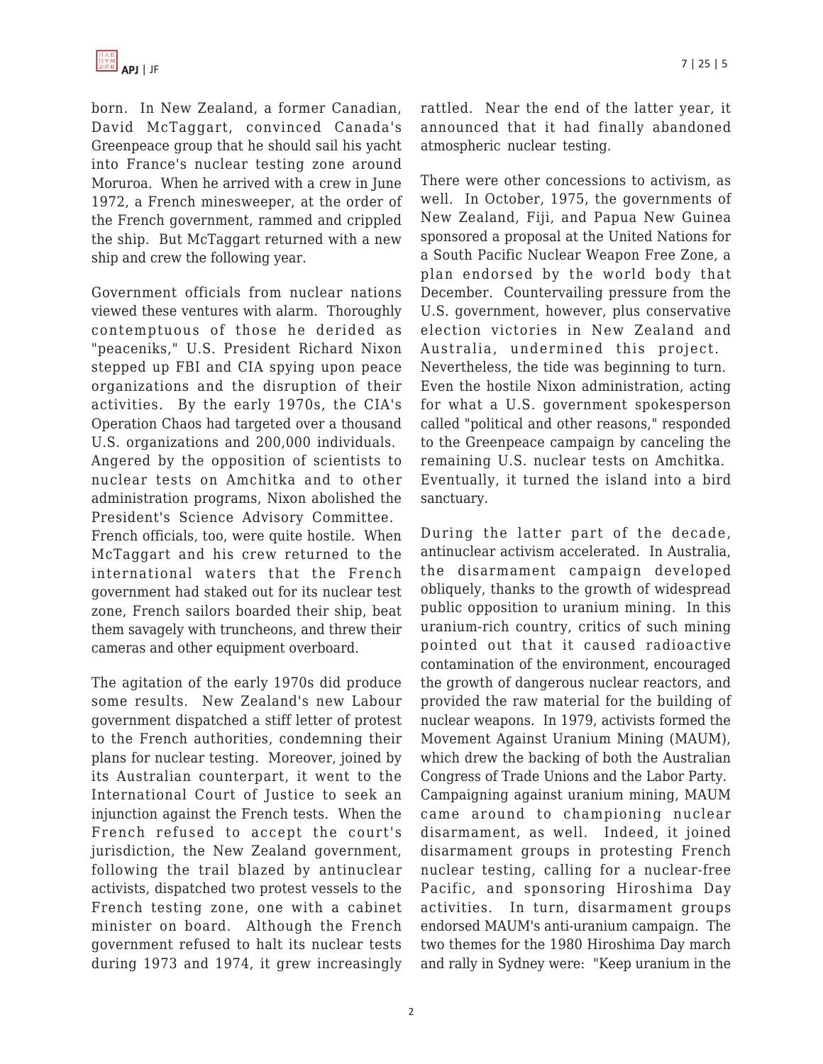born. In New Zealand, a former Canadian, David McTaggart, convinced Canada's Greenpeace group that he should sail his yacht into France's nuclear testing zone around Moruroa. When he arrived with a crew in June 1972, a French minesweeper, at the order of the French government, rammed and crippled the ship. But McTaggart returned with a new ship and crew the following year.

Government officials from nuclear nations viewed these ventures with alarm. Thoroughly contemptuous of those he derided as "peaceniks," U.S. President Richard Nixon stepped up FBI and CIA spying upon peace organizations and the disruption of their activities. By the early 1970s, the CIA's Operation Chaos had targeted over a thousand U.S. organizations and 200,000 individuals. Angered by the opposition of scientists to nuclear tests on Amchitka and to other administration programs, Nixon abolished the President's Science Advisory Committee. French officials, too, were quite hostile. When McTaggart and his crew returned to the international waters that the French government had staked out for its nuclear test zone, French sailors boarded their ship, beat them savagely with truncheons, and threw their cameras and other equipment overboard.

The agitation of the early 1970s did produce some results. New Zealand's new Labour government dispatched a stiff letter of protest to the French authorities, condemning their plans for nuclear testing. Moreover, joined by its Australian counterpart, it went to the International Court of Justice to seek an injunction against the French tests. When the French refused to accept the court's jurisdiction, the New Zealand government, following the trail blazed by antinuclear activists, dispatched two protest vessels to the French testing zone, one with a cabinet minister on board. Although the French government refused to halt its nuclear tests during 1973 and 1974, it grew increasingly rattled. Near the end of the latter year, it announced that it had finally abandoned atmospheric nuclear testing.

There were other concessions to activism, as well. In October, 1975, the governments of New Zealand, Fiji, and Papua New Guinea sponsored a proposal at the United Nations for a South Pacific Nuclear Weapon Free Zone, a plan endorsed by the world body that December. Countervailing pressure from the U.S. government, however, plus conservative election victories in New Zealand and Australia, undermined this project. Nevertheless, the tide was beginning to turn. Even the hostile Nixon administration, acting for what a U.S. government spokesperson called "political and other reasons," responded to the Greenpeace campaign by canceling the remaining U.S. nuclear tests on Amchitka. Eventually, it turned the island into a bird sanctuary.

During the latter part of the decade, antinuclear activism accelerated. In Australia, the disarmament campaign developed obliquely, thanks to the growth of widespread public opposition to uranium mining. In this uranium-rich country, critics of such mining pointed out that it caused radioactive contamination of the environment, encouraged the growth of dangerous nuclear reactors, and provided the raw material for the building of nuclear weapons. In 1979, activists formed the Movement Against Uranium Mining (MAUM), which drew the backing of both the Australian Congress of Trade Unions and the Labor Party. Campaigning against uranium mining, MAUM came around to championing nuclear disarmament, as well. Indeed, it joined disarmament groups in protesting French nuclear testing, calling for a nuclear-free Pacific, and sponsoring Hiroshima Day activities. In turn, disarmament groups endorsed MAUM's anti-uranium campaign. The two themes for the 1980 Hiroshima Day march and rally in Sydney were: "Keep uranium in the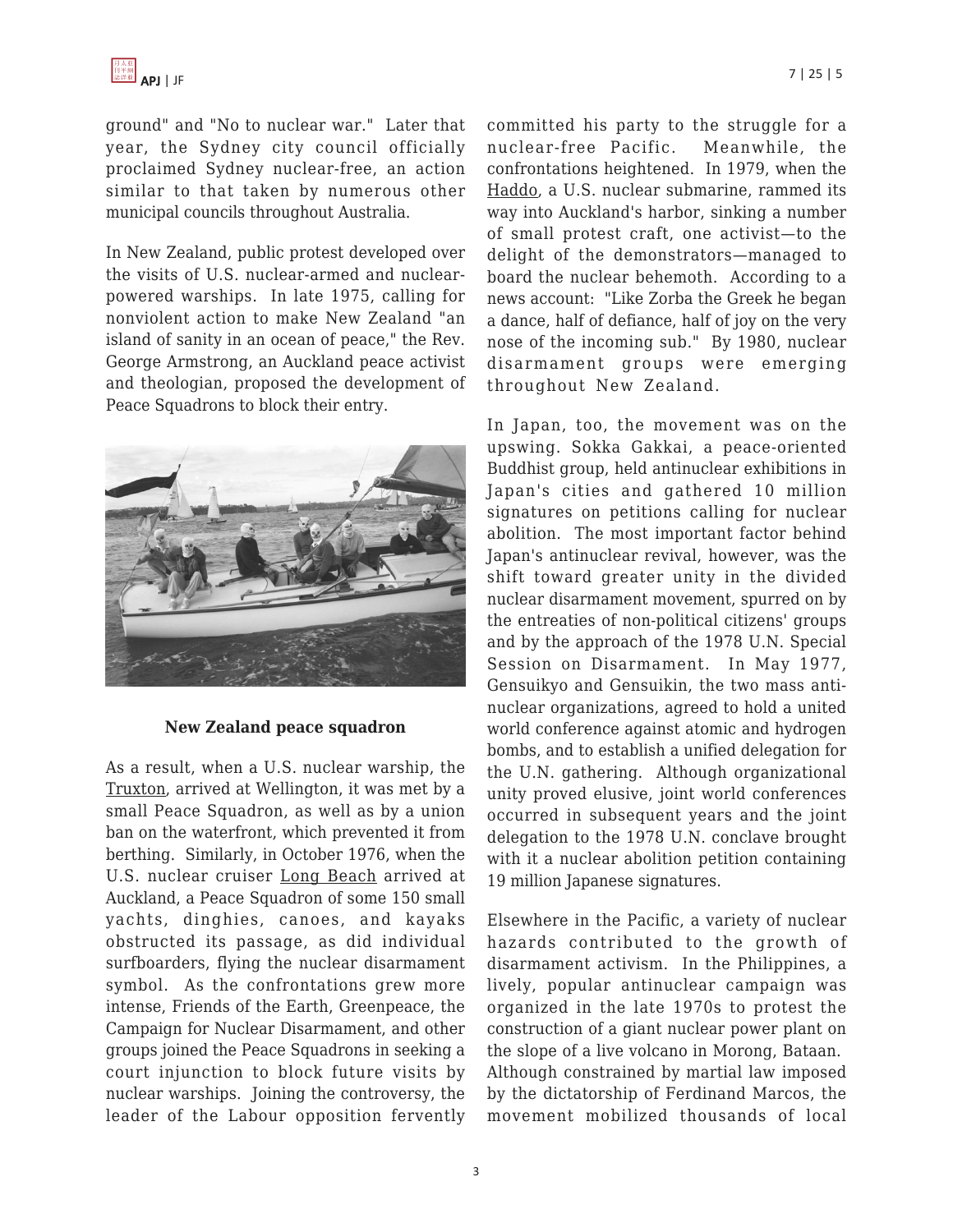ground" and "No to nuclear war." Later that year, the Sydney city council officially proclaimed Sydney nuclear-free, an action similar to that taken by numerous other municipal councils throughout Australia.

In New Zealand, public protest developed over the visits of U.S. nuclear-armed and nuclear-powered warships. In late 1975, calling for nonviolent action to make New Zealand "an island of sanity in an ocean of peace," the Rev. George Armstrong, an Auckland peace activist and theologian, proposed the development of Peace Squadrons to block their entry.

**New Zealand peace squadron**

As a result, when a U.S. nuclear warship, the Truxton, arrived at Wellington, it was met by a small Peace Squadron, as well as by a union ban on the waterfront, which prevented it from berthing. Similarly, in October 1976, when the U.S. nuclear cruiser Long Beach arrived at Auckland, a Peace Squadron of some 150 small yachts, dinghies, canoes, and kayaks obstructed its passage, as did individual surfboarders, flying the nuclear disarmament symbol. As the confrontations grew more intense, Friends of the Earth, Greenpeace, the Campaign for Nuclear Disarmament, and other groups joined the Peace Squadrons in seeking a court injunction to block future visits by nuclear warships. Joining the controversy, the leader of the Labour opposition fervently committed his party to the struggle for a nuclear-free Pacific. Meanwhile, the confrontations heightened. In 1979, when the Haddo, a U.S. nuclear submarine, rammed its way into Auckland's harbor, sinking a number of small protest craft, one activist—to the delight of the demonstrators—managed to board the nuclear behemoth. According to a news account: "Like Zorba the Greek he began a dance, half of defiance, half of joy on the very nose of the incoming sub." By 1980, nuclear disarmament groups were emerging throughout New Zealand.

In Japan, too, the movement was on the upswing. Sokka Gakkai, a peace-oriented Buddhist group, held antinuclear exhibitions in Japan's cities and gathered 10 million signatures on petitions calling for nuclear abolition. The most important factor behind Japan's antinuclear revival, however, was the shift toward greater unity in the divided nuclear disarmament movement, spurred on by the entreaties of non-political citizens' groups and by the approach of the 1978 U.N. Special Session on Disarmament. In May 1977, Gensuikyo and Gensuikin, the two mass anti-nuclear organizations, agreed to hold a united world conference against atomic and hydrogen bombs, and to establish a unified delegation for the U.N. gathering. Although organizational unity proved elusive, joint world conferences occurred in subsequent years and the joint delegation to the 1978 U.N. conclave brought with it a nuclear abolition petition containing 19 million Japanese signatures.

Elsewhere in the Pacific, a variety of nuclear hazards contributed to the growth of disarmament activism. In the Philippines, a lively, popular antinuclear campaign was organized in the late 1970s to protest the construction of a giant nuclear power plant on the slope of a live volcano in Morong, Bataan. Although constrained by martial law imposed by the dictatorship of Ferdinand Marcos, the movement mobilized thousands of local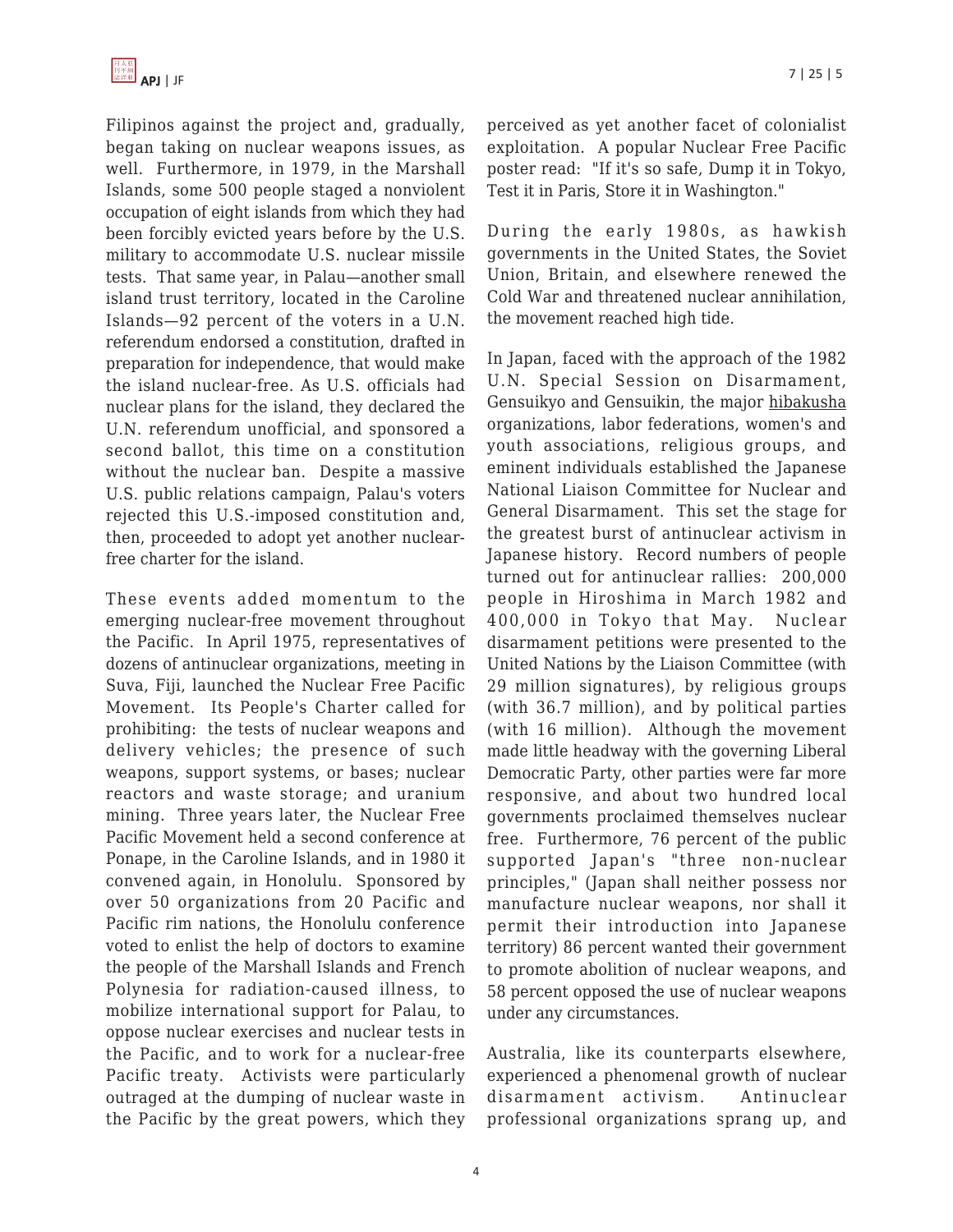Filipinos against the project and, gradually, began taking on nuclear weapons issues, as well. Furthermore, in 1979, in the Marshall Islands, some 500 people staged a nonviolent occupation of eight islands from which they had been forcibly evicted years before by the U.S. military to accommodate U.S. nuclear missile tests. That same year, in Palau—another small island trust territory, located in the Caroline Islands—92 percent of the voters in a U.N. referendum endorsed a constitution, drafted in preparation for independence, that would make the island nuclear-free. As U.S. officials had nuclear plans for the island, they declared the U.N. referendum unofficial, and sponsored a second ballot, this time on a constitution without the nuclear ban. Despite a massive U.S. public relations campaign, Palau's voters rejected this U.S.-imposed constitution and, then, proceeded to adopt yet another nuclear-free charter for the island.

These events added momentum to the emerging nuclear-free movement throughout the Pacific. In April 1975, representatives of dozens of antinuclear organizations, meeting in Suva, Fiji, launched the Nuclear Free Pacific Movement. Its People's Charter called for prohibiting: the tests of nuclear weapons and delivery vehicles; the presence of such weapons, support systems, or bases; nuclear reactors and waste storage; and uranium mining. Three years later, the Nuclear Free Pacific Movement held a second conference at Ponape, in the Caroline Islands, and in 1980 it convened again, in Honolulu. Sponsored by over 50 organizations from 20 Pacific and Pacific rim nations, the Honolulu conference voted to enlist the help of doctors to examine the people of the Marshall Islands and French Polynesia for radiation-caused illness, to mobilize international support for Palau, to oppose nuclear exercises and nuclear tests in the Pacific, and to work for a nuclear-free Pacific treaty. Activists were particularly outraged at the dumping of nuclear waste in the Pacific by the great powers, which they perceived as yet another facet of colonialist exploitation. A popular Nuclear Free Pacific poster read: "If it's so safe, Dump it in Tokyo, Test it in Paris, Store it in Washington."

During the early 1980s, as hawkish governments in the United States, the Soviet Union, Britain, and elsewhere renewed the Cold War and threatened nuclear annihilation, the movement reached high tide.

In Japan, faced with the approach of the 1982 U.N. Special Session on Disarmament, Gensuikyo and Gensuikin, the major hibakusha organizations, labor federations, women's and youth associations, religious groups, and eminent individuals established the Japanese National Liaison Committee for Nuclear and General Disarmament. This set the stage for the greatest burst of antinuclear activism in Japanese history. Record numbers of people turned out for antinuclear rallies: 200,000 people in Hiroshima in March 1982 and 400,000 in Tokyo that May. Nuclear disarmament petitions were presented to the United Nations by the Liaison Committee (with 29 million signatures), by religious groups (with 36.7 million), and by political parties (with 16 million). Although the movement made little headway with the governing Liberal Democratic Party, other parties were far more responsive, and about two hundred local governments proclaimed themselves nuclear free. Furthermore, 76 percent of the public supported Japan's "three non-nuclear principles," (Japan shall neither possess nor manufacture nuclear weapons, nor shall it permit their introduction into Japanese territory) 86 percent wanted their government to promote abolition of nuclear weapons, and 58 percent opposed the use of nuclear weapons under any circumstances.

Australia, like its counterparts elsewhere, experienced a phenomenal growth of nuclear disarmament activism. Antinuclear professional organizations sprang up, and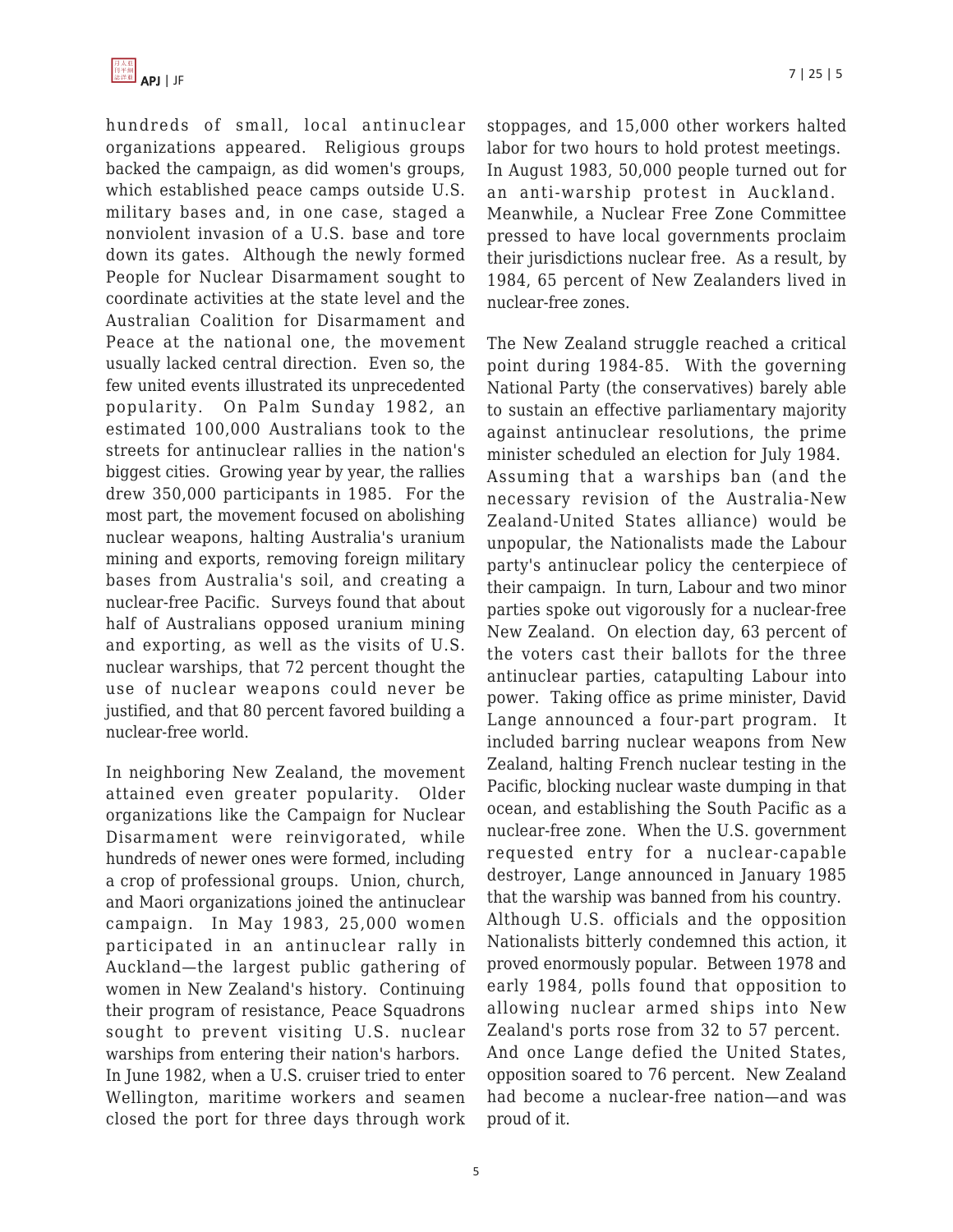hundreds of small, local antinuclear organizations appeared. Religious groups backed the campaign, as did women's groups, which established peace camps outside U.S. military bases and, in one case, staged a nonviolent invasion of a U.S. base and tore down its gates. Although the newly formed People for Nuclear Disarmament sought to coordinate activities at the state level and the Australian Coalition for Disarmament and Peace at the national one, the movement usually lacked central direction. Even so, the few united events illustrated its unprecedented popularity. On Palm Sunday 1982, an estimated 100,000 Australians took to the streets for antinuclear rallies in the nation's biggest cities. Growing year by year, the rallies drew 350,000 participants in 1985. For the most part, the movement focused on abolishing nuclear weapons, halting Australia's uranium mining and exports, removing foreign military bases from Australia's soil, and creating a nuclear-free Pacific. Surveys found that about half of Australians opposed uranium mining and exporting, as well as the visits of U.S. nuclear warships, that 72 percent thought the use of nuclear weapons could never be justified, and that 80 percent favored building a nuclear-free world.

In neighboring New Zealand, the movement attained even greater popularity. Older organizations like the Campaign for Nuclear Disarmament were reinvigorated, while hundreds of newer ones were formed, including a crop of professional groups. Union, church, and Maori organizations joined the antinuclear campaign. In May 1983, 25,000 women participated in an antinuclear rally in Auckland—the largest public gathering of women in New Zealand's history. Continuing their program of resistance, Peace Squadrons sought to prevent visiting U.S. nuclear warships from entering their nation's harbors. In June 1982, when a U.S. cruiser tried to enter Wellington, maritime workers and seamen closed the port for three days through work stoppages, and 15,000 other workers halted labor for two hours to hold protest meetings. In August 1983, 50,000 people turned out for an anti-warship protest in Auckland. Meanwhile, a Nuclear Free Zone Committee pressed to have local governments proclaim their jurisdictions nuclear free. As a result, by 1984, 65 percent of New Zealanders lived in nuclear-free zones.

The New Zealand struggle reached a critical point during 1984-85. With the governing National Party (the conservatives) barely able to sustain an effective parliamentary majority against antinuclear resolutions, the prime minister scheduled an election for July 1984. Assuming that a warships ban (and the necessary revision of the Australia-New Zealand-United States alliance) would be unpopular, the Nationalists made the Labour party's antinuclear policy the centerpiece of their campaign. In turn, Labour and two minor parties spoke out vigorously for a nuclear-free New Zealand. On election day, 63 percent of the voters cast their ballots for the three antinuclear parties, catapulting Labour into power. Taking office as prime minister, David Lange announced a four-part program. It included barring nuclear weapons from New Zealand, halting French nuclear testing in the Pacific, blocking nuclear waste dumping in that ocean, and establishing the South Pacific as a nuclear-free zone. When the U.S. government requested entry for a nuclear-capable destroyer, Lange announced in January 1985 that the warship was banned from his country. Although U.S. officials and the opposition Nationalists bitterly condemned this action, it proved enormously popular. Between 1978 and early 1984, polls found that opposition to allowing nuclear armed ships into New Zealand's ports rose from 32 to 57 percent. And once Lange defied the United States, opposition soared to 76 percent. New Zealand had become a nuclear-free nation—and was proud of it.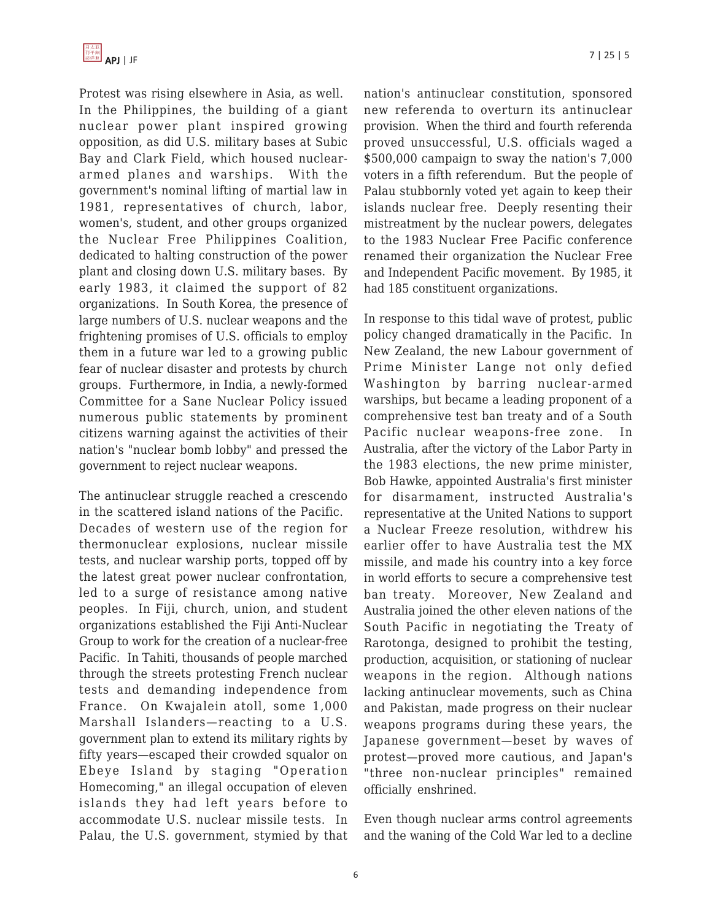Protest was rising elsewhere in Asia, as well. In the Philippines, the building of a giant nuclear power plant inspired growing opposition, as did U.S. military bases at Subic Bay and Clark Field, which housed nuclear-armed planes and warships. With the government's nominal lifting of martial law in 1981, representatives of church, labor, women's, student, and other groups organized the Nuclear Free Philippines Coalition, dedicated to halting construction of the power plant and closing down U.S. military bases. By early 1983, it claimed the support of 82 organizations. In South Korea, the presence of large numbers of U.S. nuclear weapons and the frightening promises of U.S. officials to employ them in a future war led to a growing public fear of nuclear disaster and protests by church groups. Furthermore, in India, a newly-formed Committee for a Sane Nuclear Policy issued numerous public statements by prominent citizens warning against the activities of their nation's "nuclear bomb lobby" and pressed the government to reject nuclear weapons.

The antinuclear struggle reached a crescendo in the scattered island nations of the Pacific. Decades of western use of the region for thermonuclear explosions, nuclear missile tests, and nuclear warship ports, topped off by the latest great power nuclear confrontation, led to a surge of resistance among native peoples. In Fiji, church, union, and student organizations established the Fiji Anti-Nuclear Group to work for the creation of a nuclear-free Pacific. In Tahiti, thousands of people marched through the streets protesting French nuclear tests and demanding independence from France. On Kwajalein atoll, some 1,000 Marshall Islanders—reacting to a U.S. government plan to extend its military rights by fifty years—escaped their crowded squalor on Ebeye Island by staging "Operation Homecoming," an illegal occupation of eleven islands they had left years before to accommodate U.S. nuclear missile tests. In Palau, the U.S. government, stymied by that nation's antinuclear constitution, sponsored new referenda to overturn its antinuclear provision. When the third and fourth referenda proved unsuccessful, U.S. officials waged a $500,000 campaign to sway the nation's 7,000 voters in a fifth referendum. But the people of Palau stubbornly voted yet again to keep their islands nuclear free. Deeply resenting their mistreatment by the nuclear powers, delegates to the 1983 Nuclear Free Pacific conference renamed their organization the Nuclear Free and Independent Pacific movement. By 1985, it had 185 constituent organizations.

In response to this tidal wave of protest, public policy changed dramatically in the Pacific. In New Zealand, the new Labour government of Prime Minister Lange not only defied Washington by barring nuclear-armed warships, but became a leading proponent of a comprehensive test ban treaty and of a South Pacific nuclear weapons-free zone. In Australia, after the victory of the Labor Party in the 1983 elections, the new prime minister, Bob Hawke, appointed Australia's first minister for disarmament, instructed Australia's representative at the United Nations to support a Nuclear Freeze resolution, withdrew his earlier offer to have Australia test the MX missile, and made his country into a key force in world efforts to secure a comprehensive test ban treaty. Moreover, New Zealand and Australia joined the other eleven nations of the South Pacific in negotiating the Treaty of Rarotonga, designed to prohibit the testing, production, acquisition, or stationing of nuclear weapons in the region. Although nations lacking antinuclear movements, such as China and Pakistan, made progress on their nuclear weapons programs during these years, the Japanese government—beset by waves of protest—proved more cautious, and Japan's "three non-nuclear principles" remained officially enshrined.

Even though nuclear arms control agreements and the waning of the Cold War led to a decline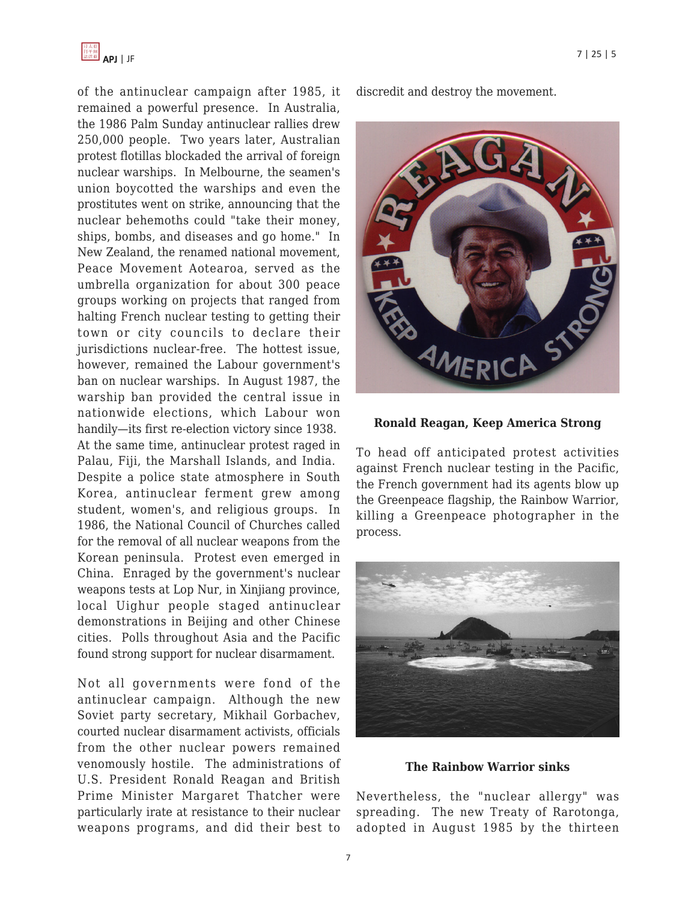of the antinuclear campaign after 1985, it remained a powerful presence. In Australia, the 1986 Palm Sunday antinuclear rallies drew 250,000 people. Two years later, Australian protest flotillas blockaded the arrival of foreign nuclear warships. In Melbourne, the seamen's union boycotted the warships and even the prostitutes went on strike, announcing that the nuclear behemoths could "take their money, ships, bombs, and diseases and go home." In New Zealand, the renamed national movement, Peace Movement Aotearoa, served as the umbrella organization for about 300 peace groups working on projects that ranged from halting French nuclear testing to getting their town or city councils to declare their jurisdictions nuclear-free. The hottest issue, however, remained the Labour government's ban on nuclear warships. In August 1987, the warship ban provided the central issue in nationwide elections, which Labour won handily—its first re-election victory since 1938. At the same time, antinuclear protest raged in Palau, Fiji, the Marshall Islands, and India. Despite a police state atmosphere in South Korea, antinuclear ferment grew among student, women's, and religious groups. In 1986, the National Council of Churches called for the removal of all nuclear weapons from the Korean peninsula. Protest even emerged in China. Enraged by the government's nuclear weapons tests at Lop Nur, in Xinjiang province, local Uighur people staged antinuclear demonstrations in Beijing and other Chinese cities. Polls throughout Asia and the Pacific found strong support for nuclear disarmament.

Not all governments were fond of the antinuclear campaign. Although the new Soviet party secretary, Mikhail Gorbachev, courted nuclear disarmament activists, officials from the other nuclear powers remained venomously hostile. The administrations of U.S. President Ronald Reagan and British Prime Minister Margaret Thatcher were particularly irate at resistance to their nuclear weapons programs, and did their best to discredit and destroy the movement.

**Ronald Reagan, Keep America Strong**

To head off anticipated protest activities against French nuclear testing in the Pacific, the French government had its agents blow up the Greenpeace flagship, the Rainbow Warrior, killing a Greenpeace photographer in the process.

**The Rainbow Warrior sinks**

Nevertheless, the "nuclear allergy" was spreading. The new Treaty of Rarotonga, adopted in August 1985 by the thirteen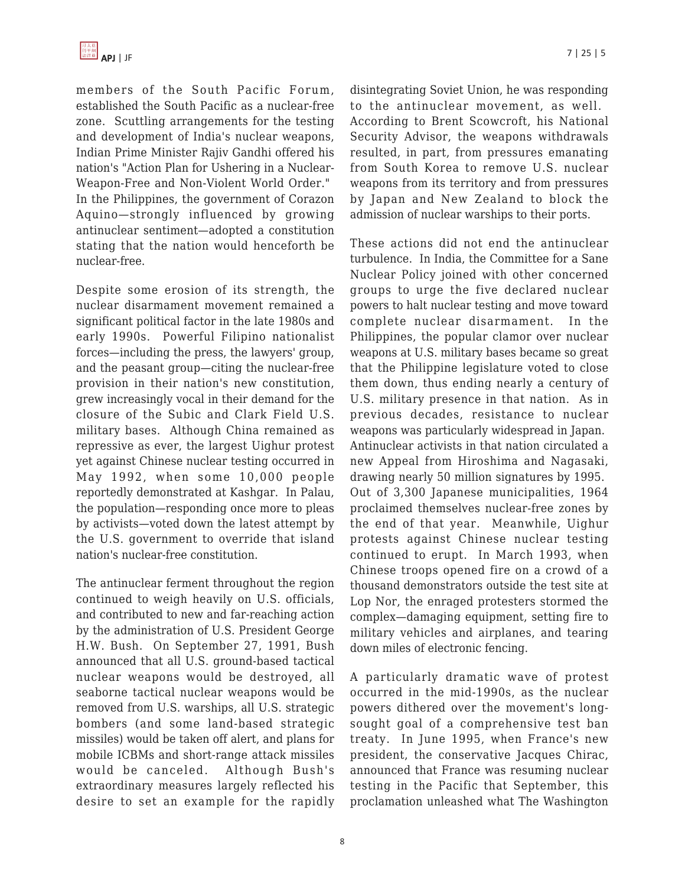members of the South Pacific Forum, established the South Pacific as a nuclear-free zone. Scuttling arrangements for the testing and development of India's nuclear weapons, Indian Prime Minister Rajiv Gandhi offered his nation's "Action Plan for Ushering in a Nuclear-Weapon-Free and Non-Violent World Order." In the Philippines, the government of Corazon Aquino—strongly influenced by growing antinuclear sentiment—adopted a constitution stating that the nation would henceforth be nuclear-free.

Despite some erosion of its strength, the nuclear disarmament movement remained a significant political factor in the late 1980s and early 1990s. Powerful Filipino nationalist forces—including the press, the lawyers' group, and the peasant group—citing the nuclear-free provision in their nation's new constitution, grew increasingly vocal in their demand for the closure of the Subic and Clark Field U.S. military bases. Although China remained as repressive as ever, the largest Uighur protest yet against Chinese nuclear testing occurred in May 1992, when some 10,000 people reportedly demonstrated at Kashgar. In Palau, the population—responding once more to pleas by activists—voted down the latest attempt by the U.S. government to override that island nation's nuclear-free constitution.

The antinuclear ferment throughout the region continued to weigh heavily on U.S. officials, and contributed to new and far-reaching action by the administration of U.S. President George H.W. Bush. On September 27, 1991, Bush announced that all U.S. ground-based tactical nuclear weapons would be destroyed, all seaborne tactical nuclear weapons would be removed from U.S. warships, all U.S. strategic bombers (and some land-based strategic missiles) would be taken off alert, and plans for mobile ICBMs and short-range attack missiles would be canceled. Although Bush's extraordinary measures largely reflected his desire to set an example for the rapidly disintegrating Soviet Union, he was responding to the antinuclear movement, as well. According to Brent Scowcroft, his National Security Advisor, the weapons withdrawals resulted, in part, from pressures emanating from South Korea to remove U.S. nuclear weapons from its territory and from pressures by Japan and New Zealand to block the admission of nuclear warships to their ports.

These actions did not end the antinuclear turbulence. In India, the Committee for a Sane Nuclear Policy joined with other concerned groups to urge the five declared nuclear powers to halt nuclear testing and move toward complete nuclear disarmament. In the Philippines, the popular clamor over nuclear weapons at U.S. military bases became so great that the Philippine legislature voted to close them down, thus ending nearly a century of U.S. military presence in that nation. As in previous decades, resistance to nuclear weapons was particularly widespread in Japan. Antinuclear activists in that nation circulated a new Appeal from Hiroshima and Nagasaki, drawing nearly 50 million signatures by 1995. Out of 3,300 Japanese municipalities, 1964 proclaimed themselves nuclear-free zones by the end of that year. Meanwhile, Uighur protests against Chinese nuclear testing continued to erupt. In March 1993, when Chinese troops opened fire on a crowd of a thousand demonstrators outside the test site at Lop Nor, the enraged protesters stormed the complex—damaging equipment, setting fire to military vehicles and airplanes, and tearing down miles of electronic fencing.

A particularly dramatic wave of protest occurred in the mid-1990s, as the nuclear powers dithered over the movement's long-sought goal of a comprehensive test ban treaty. In June 1995, when France's new president, the conservative Jacques Chirac, announced that France was resuming nuclear testing in the Pacific that September, this proclamation unleashed what The Washington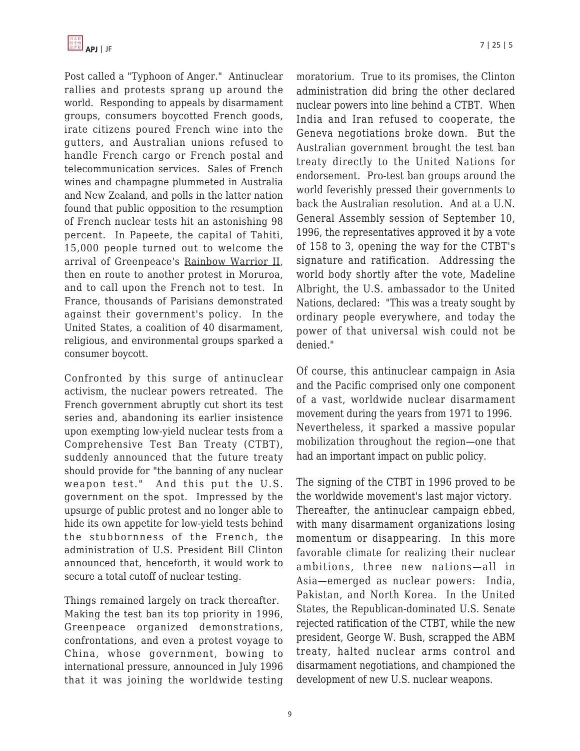Post called a "Typhoon of Anger." Antinuclear rallies and protests sprang up around the world. Responding to appeals by disarmament groups, consumers boycotted French goods, irate citizens poured French wine into the gutters, and Australian unions refused to handle French cargo or French postal and telecommunication services. Sales of French wines and champagne plummeted in Australia and New Zealand, and polls in the latter nation found that public opposition to the resumption of French nuclear tests hit an astonishing 98 percent. In Papeete, the capital of Tahiti, 15,000 people turned out to welcome the arrival of Greenpeace's Rainbow Warrior II, then en route to another protest in Moruroa, and to call upon the French not to test. In France, thousands of Parisians demonstrated against their government's policy. In the United States, a coalition of 40 disarmament, religious, and environmental groups sparked a consumer boycott.

Confronted by this surge of antinuclear activism, the nuclear powers retreated. The French government abruptly cut short its test series and, abandoning its earlier insistence upon exempting low-yield nuclear tests from a Comprehensive Test Ban Treaty (CTBT), suddenly announced that the future treaty should provide for "the banning of any nuclear weapon test." And this put the U.S. government on the spot. Impressed by the upsurge of public protest and no longer able to hide its own appetite for low-yield tests behind the stubbornness of the French, the administration of U.S. President Bill Clinton announced that, henceforth, it would work to secure a total cutoff of nuclear testing.

Things remained largely on track thereafter. Making the test ban its top priority in 1996, Greenpeace organized demonstrations, confrontations, and even a protest voyage to China, whose government, bowing to international pressure, announced in July 1996 that it was joining the worldwide testing moratorium. True to its promises, the Clinton administration did bring the other declared nuclear powers into line behind a CTBT. When India and Iran refused to cooperate, the Geneva negotiations broke down. But the Australian government brought the test ban treaty directly to the United Nations for endorsement. Pro-test ban groups around the world feverishly pressed their governments to back the Australian resolution. And at a U.N. General Assembly session of September 10, 1996, the representatives approved it by a vote of 158 to 3, opening the way for the CTBT's signature and ratification. Addressing the world body shortly after the vote, Madeline Albright, the U.S. ambassador to the United Nations, declared: "This was a treaty sought by ordinary people everywhere, and today the power of that universal wish could not be denied."

Of course, this antinuclear campaign in Asia and the Pacific comprised only one component of a vast, worldwide nuclear disarmament movement during the years from 1971 to 1996. Nevertheless, it sparked a massive popular mobilization throughout the region—one that had an important impact on public policy.

The signing of the CTBT in 1996 proved to be the worldwide movement's last major victory. Thereafter, the antinuclear campaign ebbed, with many disarmament organizations losing momentum or disappearing. In this more favorable climate for realizing their nuclear ambitions, three new nations—all in Asia—emerged as nuclear powers: India, Pakistan, and North Korea. In the United States, the Republican-dominated U.S. Senate rejected ratification of the CTBT, while the new president, George W. Bush, scrapped the ABM treaty, halted nuclear arms control and disarmament negotiations, and championed the development of new U.S. nuclear weapons.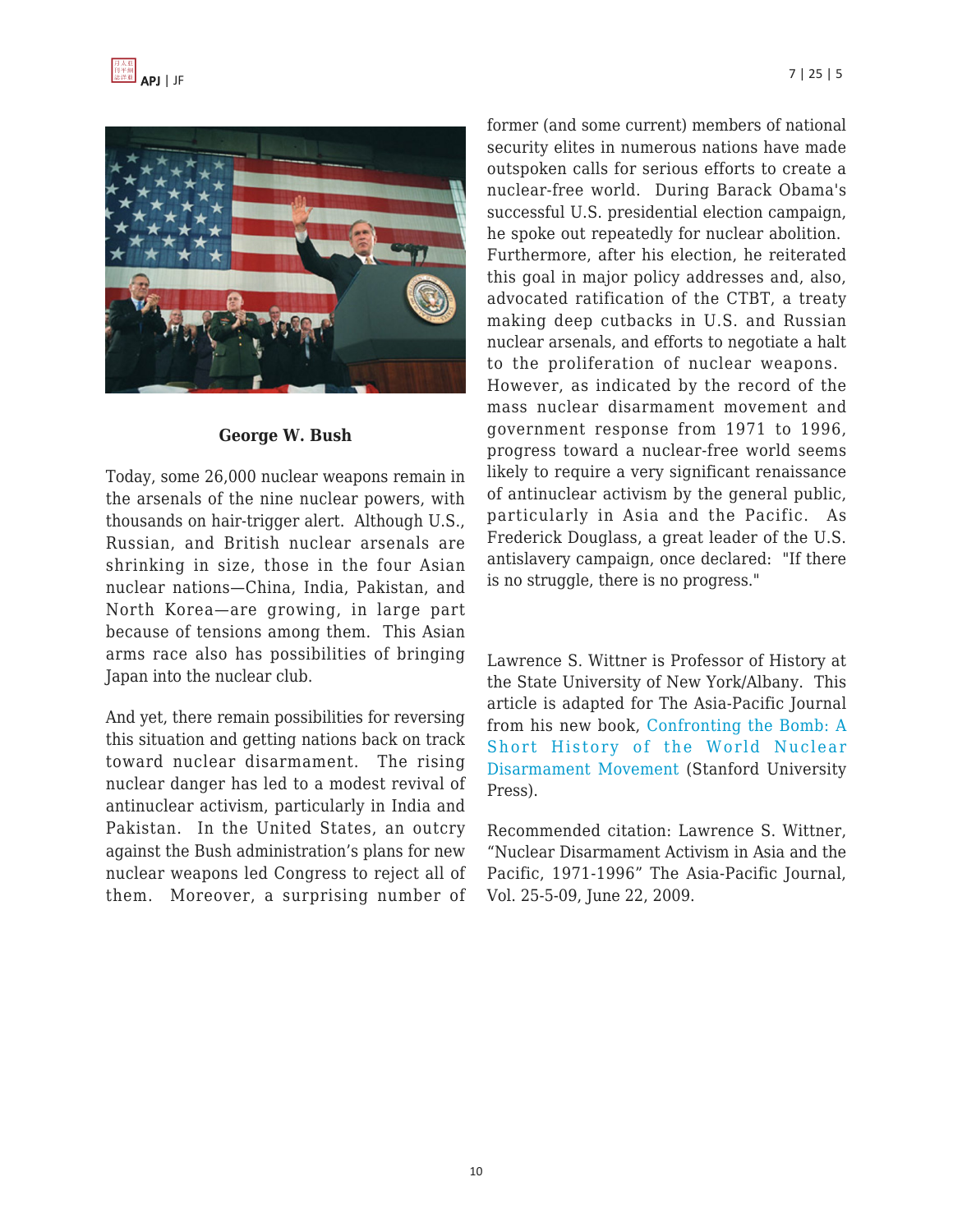**George W. Bush**

Today, some 26,000 nuclear weapons remain in the arsenals of the nine nuclear powers, with thousands on hair-trigger alert. Although U.S., Russian, and British nuclear arsenals are shrinking in size, those in the four Asian nuclear nations—China, India, Pakistan, and North Korea—are growing, in large part because of tensions among them. This Asian arms race also has possibilities of bringing Japan into the nuclear club.

And yet, there remain possibilities for reversing this situation and getting nations back on track toward nuclear disarmament. The rising nuclear danger has led to a modest revival of antinuclear activism, particularly in India and Pakistan. In the United States, an outcry against the Bush administration's plans for new nuclear weapons led Congress to reject all of them. Moreover, a surprising number of former (and some current) members of national security elites in numerous nations have made outspoken calls for serious efforts to create a nuclear-free world. During Barack Obama's successful U.S. presidential election campaign, he spoke out repeatedly for nuclear abolition. Furthermore, after his election, he reiterated this goal in major policy addresses and, also, advocated ratification of the CTBT, a treaty making deep cutbacks in U.S. and Russian nuclear arsenals, and efforts to negotiate a halt to the proliferation of nuclear weapons. However, as indicated by the record of the mass nuclear disarmament movement and government response from 1971 to 1996, progress toward a nuclear-free world seems likely to require a very significant renaissance of antinuclear activism by the general public, particularly in Asia and the Pacific. As Frederick Douglass, a great leader of the U.S. antislavery campaign, once declared: "If there is no struggle, there is no progress."

Lawrence S. Wittner is Professor of History at the State University of New York/Albany. This article is adapted for The Asia-Pacific Journal from his new book, Confronting the Bomb: A Short History of the World Nuclear Disarmament Movement (Stanford University Press).

Recommended citation: Lawrence S. Wittner, "Nuclear Disarmament Activism in Asia and the Pacific, 1971-1996" The Asia-Pacific Journal, Vol. 25-5-09, June 22, 2009.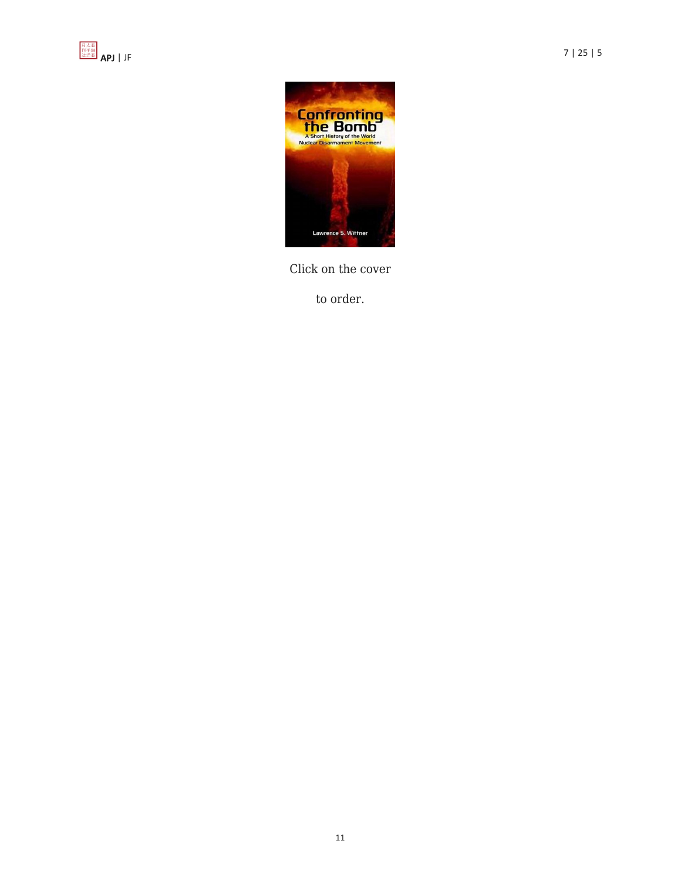Click on the cover

to order.